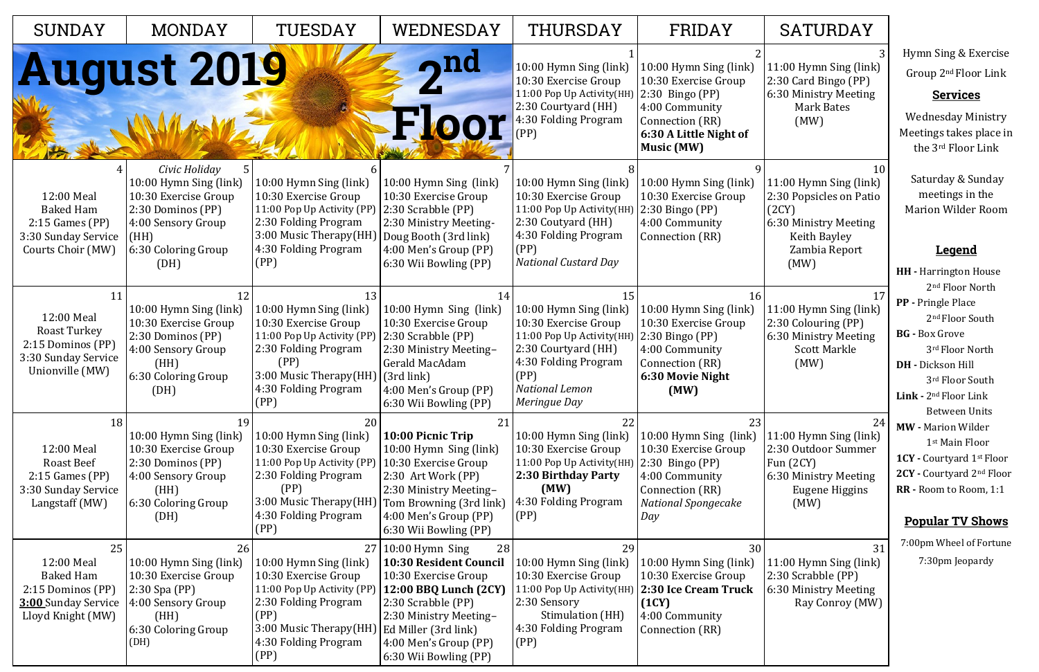# August 2019 — 2nd Floor

| SUNDAY | MONDAY | TUESDAY | WEDNESDAY | THURSDAY | FRIDAY | SATURDAY |
|---|---|---|---|---|---|---|
| | | | | **1**<br>10:00 Hymn Sing (link)<br>10:30 Exercise Group<br>11:00 Pop Up Activity(HH)<br>2:30 Courtyard (HH)<br>4:30 Folding Program (PP) | **2**<br>10:00 Hymn Sing (link)<br>10:30 Exercise Group<br>2:30 Bingo (PP)<br>4:00 Community Connection (RR)<br>**6:30 A Little Night of Music (MW)** | **3**<br>11:00 Hymn Sing (link)<br>2:30 Card Bingo (PP)<br>6:30 Ministry Meeting Mark Bates (MW) |
| **4**<br>12:00 Meal<br>Baked Ham<br>2:15 Games (PP)<br>3:30 Sunday Service Courts Choir (MW) | **5**<br>*Civic Holiday*<br>10:00 Hymn Sing (link)<br>10:30 Exercise Group<br>2:30 Dominos (PP)<br>4:00 Sensory Group (HH)<br>6:30 Coloring Group (DH) | **6**<br>10:00 Hymn Sing (link)<br>10:30 Exercise Group<br>11:00 Pop Up Activity (PP)<br>2:30 Folding Program<br>3:00 Music Therapy(HH)<br>4:30 Folding Program (PP) | **7**<br>10:00 Hymn Sing (link)<br>10:30 Exercise Group<br>2:30 Scrabble (PP)<br>2:30 Ministry Meeting- Doug Booth (3rd link)<br>4:00 Men's Group (PP)<br>6:30 Wii Bowling (PP) | **8**<br>10:00 Hymn Sing (link)<br>10:30 Exercise Group<br>11:00 Pop Up Activity(HH)<br>2:30 Coutyard (HH)<br>4:30 Folding Program (PP)<br>*National Custard Day* | **9**<br>10:00 Hymn Sing (link)<br>10:30 Exercise Group<br>2:30 Bingo (PP)<br>4:00 Community Connection (RR) | **10**<br>11:00 Hymn Sing (link)<br>2:30 Popsicles on Patio (2CY)<br>6:30 Ministry Meeting Keith Bayley Zambia Report (MW) |
| **11**<br>12:00 Meal<br>Roast Turkey<br>2:15 Dominos (PP)<br>3:30 Sunday Service Unionville (MW) | **12**<br>10:00 Hymn Sing (link)<br>10:30 Exercise Group<br>2:30 Dominos (PP)<br>4:00 Sensory Group (HH)<br>6:30 Coloring Group (DH) | **13**<br>10:00 Hymn Sing (link)<br>10:30 Exercise Group<br>11:00 Pop Up Activity (PP)<br>2:30 Folding Program (PP)<br>3:00 Music Therapy(HH)<br>4:30 Folding Program (PP) | **14**<br>10:00 Hymn Sing (link)<br>10:30 Exercise Group<br>2:30 Scrabble (PP)<br>2:30 Ministry Meeting– Gerald MacAdam (3rd link)<br>4:00 Men's Group (PP)<br>6:30 Wii Bowling (PP) | **15**<br>10:00 Hymn Sing (link)<br>10:30 Exercise Group<br>11:00 Pop Up Activity(HH)<br>2:30 Courtyard (HH)<br>4:30 Folding Program (PP)<br>*National Lemon Meringue Day* | **16**<br>10:00 Hymn Sing (link)<br>10:30 Exercise Group<br>2:30 Bingo (PP)<br>4:00 Community Connection (RR)<br>**6:30 Movie Night (MW)** | **17**<br>11:00 Hymn Sing (link)<br>2:30 Colouring (PP)<br>6:30 Ministry Meeting Scott Markle (MW) |
| **18**<br>12:00 Meal<br>Roast Beef<br>2:15 Games (PP)<br>3:30 Sunday Service Langstaff (MW) | **19**<br>10:00 Hymn Sing (link)<br>10:30 Exercise Group<br>2:30 Dominos (PP)<br>4:00 Sensory Group (HH)<br>6:30 Coloring Group (DH) | **20**<br>10:00 Hymn Sing (link)<br>10:30 Exercise Group<br>11:00 Pop Up Activity (PP)<br>2:30 Folding Program (PP)<br>3:00 Music Therapy(HH)<br>4:30 Folding Program (PP) | **21**<br>**10:00 Picnic Trip**<br>10:00 Hymn Sing (link)<br>10:30 Exercise Group<br>2:30 Art Work (PP)<br>2:30 Ministry Meeting– Tom Browning (3rd link)<br>4:00 Men's Group (PP)<br>6:30 Wii Bowling (PP) | **22**<br>10:00 Hymn Sing (link)<br>10:30 Exercise Group<br>11:00 Pop Up Activity(HH)<br>**2:30 Birthday Party (MW)**<br>4:30 Folding Program (PP) | **23**<br>10:00 Hymn Sing (link)<br>10:30 Exercise Group<br>2:30 Bingo (PP)<br>4:00 Community Connection (RR)<br>*National Spongecake Day* | **24**<br>11:00 Hymn Sing (link)<br>2:30 Outdoor Summer Fun (2CY)<br>6:30 Ministry Meeting Eugene Higgins (MW) |
| **25**<br>12:00 Meal<br>Baked Ham<br>2:15 Dominos (PP)<br><u>3:00</u> Sunday Service Lloyd Knight (MW) | **26**<br>10:00 Hymn Sing (link)<br>10:30 Exercise Group<br>2:30 Spa (PP)<br>4:00 Sensory Group (HH)<br>6:30 Coloring Group (DH) | **27**<br>10:00 Hymn Sing (link)<br>10:30 Exercise Group<br>11:00 Pop Up Activity (PP)<br>2:30 Folding Program (PP)<br>3:00 Music Therapy(HH)<br>4:30 Folding Program (PP) | **28**<br>10:00 Hymn Sing<br>**10:30 Resident Council**<br>10:30 Exercise Group<br>**12:00 BBQ Lunch (2CY)**<br>2:30 Scrabble (PP)<br>2:30 Ministry Meeting– Ed Miller (3rd link)<br>4:00 Men's Group (PP)<br>6:30 Wii Bowling (PP) | **29**<br>10:00 Hymn Sing (link)<br>10:30 Exercise Group<br>11:00 Pop Up Activity(HH)<br>2:30 Sensory Stimulation (HH)<br>4:30 Folding Program (PP) | **30**<br>10:00 Hymn Sing (link)<br>10:30 Exercise Group<br>**2:30 Ice Cream Truck (1CY)**<br>4:00 Community Connection (RR) | **31**<br>11:00 Hymn Sing (link)<br>2:30 Scrabble (PP)<br>6:30 Ministry Meeting Ray Conroy (MW) |

Hymn Sing & Exercise Group 2nd Floor Link

## Services

Wednesday Ministry Meetings takes place in the 3rd Floor Link

Saturday & Sunday meetings in the Marion Wilder Room

## Legend

- **HH -** Harrington House 2nd Floor North
- **PP -** Pringle Place 2nd Floor South
- **BG -** Box Grove 3rd Floor North
- **DH -** Dickson Hill 3rd Floor South
- **Link -** 2nd Floor Link Between Units
- **MW -** Marion Wilder 1st Main Floor
- **1CY -** Courtyard 1st Floor
- **2CY -** Courtyard 2nd Floor
- **RR -** Room to Room, 1:1

## Popular TV Shows

7:00pm Wheel of Fortune

7:30pm Jeopardy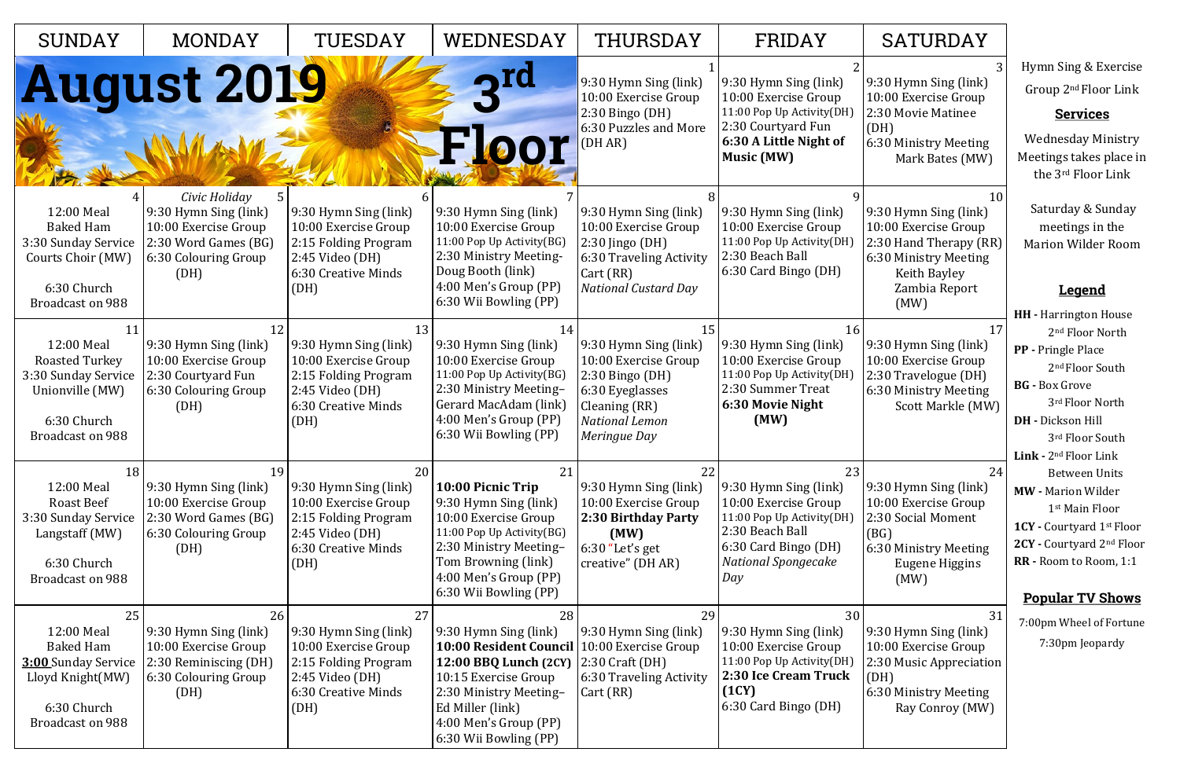# August 2019 — 3rd Floor

| SUNDAY | MONDAY | TUESDAY | WEDNESDAY | THURSDAY | FRIDAY | SATURDAY |
|---|---|---|---|---|---|---|
| | | | | 1<br>9:30 Hymn Sing (link)<br>10:00 Exercise Group<br>2:30 Bingo (DH)<br>6:30 Puzzles and More (DH AR) | 2<br>9:30 Hymn Sing (link)<br>10:00 Exercise Group<br>11:00 Pop Up Activity(DH)<br>2:30 Courtyard Fun<br>**6:30 A Little Night of Music (MW)** | 3<br>9:30 Hymn Sing (link)<br>10:00 Exercise Group<br>2:30 Movie Matinee (DH)<br>6:30 Ministry Meeting Mark Bates (MW) |
| 4<br>12:00 Meal<br>Baked Ham<br>3:30 Sunday Service Courts Choir (MW)<br>6:30 Church Broadcast on 988 | 5<br>*Civic Holiday*<br>9:30 Hymn Sing (link)<br>2:30 Word Games (BG)<br>6:30 Colouring Group (DH) | 6<br>9:30 Hymn Sing (link)<br>10:00 Exercise Group<br>2:15 Folding Program<br>2:45 Video (DH)<br>6:30 Creative Minds (DH) | 7<br>9:30 Hymn Sing (link)<br>10:00 Exercise Group<br>11:00 Pop Up Activity(BG)<br>2:30 Ministry Meeting- Doug Booth (link)<br>4:00 Men's Group (PP)<br>6:30 Wii Bowling (PP) | 8<br>9:30 Hymn Sing (link)<br>10:00 Exercise Group<br>2:30 Jingo (DH)<br>6:30 Traveling Activity Cart (RR)<br>*National Custard Day* | 9<br>9:30 Hymn Sing (link)<br>10:00 Exercise Group<br>11:00 Pop Up Activity(DH)<br>2:30 Beach Ball<br>6:30 Card Bingo (DH) | 10<br>9:30 Hymn Sing (link)<br>10:00 Exercise Group<br>2:30 Hand Therapy (RR)<br>6:30 Ministry Meeting Keith Bayley Zambia Report (MW) |
| 11<br>12:00 Meal<br>Roasted Turkey<br>3:30 Sunday Service Unionville (MW)<br>6:30 Church Broadcast on 988 | 12<br>9:30 Hymn Sing (link)<br>10:00 Exercise Group<br>2:30 Courtyard Fun<br>6:30 Colouring Group (DH) | 13<br>9:30 Hymn Sing (link)<br>10:00 Exercise Group<br>2:15 Folding Program<br>2:45 Video (DH)<br>6:30 Creative Minds (DH) | 14<br>9:30 Hymn Sing (link)<br>10:00 Exercise Group<br>11:00 Pop Up Activity(BG)<br>2:30 Ministry Meeting– Gerard MacAdam (link)<br>4:00 Men's Group (PP)<br>6:30 Wii Bowling (PP) | 15<br>9:30 Hymn Sing (link)<br>10:00 Exercise Group<br>2:30 Bingo (DH)<br>6:30 Eyeglasses Cleaning (RR)<br>*National Lemon Meringue Day* | 16<br>9:30 Hymn Sing (link)<br>10:00 Exercise Group<br>11:00 Pop Up Activity(DH)<br>2:30 Summer Treat<br>**6:30 Movie Night (MW)** | 17<br>9:30 Hymn Sing (link)<br>10:00 Exercise Group<br>2:30 Travelogue (DH)<br>6:30 Ministry Meeting Scott Markle (MW) |
| 18<br>12:00 Meal<br>Roast Beef<br>3:30 Sunday Service Langstaff (MW)<br>6:30 Church Broadcast on 988 | 19<br>9:30 Hymn Sing (link)<br>10:00 Exercise Group<br>2:30 Word Games (BG)<br>6:30 Colouring Group (DH) | 20<br>9:30 Hymn Sing (link)<br>10:00 Exercise Group<br>2:15 Folding Program<br>2:45 Video (DH)<br>6:30 Creative Minds (DH) | 21<br>**10:00 Picnic Trip**<br>9:30 Hymn Sing (link)<br>10:00 Exercise Group<br>11:00 Pop Up Activity(BG)<br>2:30 Ministry Meeting– Tom Browning (link)<br>4:00 Men's Group (PP)<br>6:30 Wii Bowling (PP) | 22<br>9:30 Hymn Sing (link)<br>10:00 Exercise Group<br>**2:30 Birthday Party (MW)**<br>6:30 "Let's get creative" (DH AR) | 23<br>9:30 Hymn Sing (link)<br>10:00 Exercise Group<br>11:00 Pop Up Activity(DH)<br>2:30 Beach Ball<br>6:30 Card Bingo (DH)<br>*National Spongecake Day* | 24<br>9:30 Hymn Sing (link)<br>10:00 Exercise Group<br>2:30 Social Moment (BG)<br>6:30 Ministry Meeting Eugene Higgins (MW) |
| 25<br>12:00 Meal<br>Baked Ham<br>**3:00** Sunday Service Lloyd Knight(MW)<br>6:30 Church Broadcast on 988 | 26<br>9:30 Hymn Sing (link)<br>10:00 Exercise Group<br>2:30 Reminiscing (DH)<br>6:30 Colouring Group (DH) | 27<br>9:30 Hymn Sing (link)<br>10:00 Exercise Group<br>2:15 Folding Program<br>2:45 Video (DH)<br>6:30 Creative Minds (DH) | 28<br>9:30 Hymn Sing (link)<br>**10:00 Resident Council**<br>**12:00 BBQ Lunch (2CY)**<br>10:15 Exercise Group<br>2:30 Ministry Meeting– Ed Miller (link)<br>4:00 Men's Group (PP)<br>6:30 Wii Bowling (PP) | 29<br>9:30 Hymn Sing (link)<br>10:00 Exercise Group<br>2:30 Craft (DH)<br>6:30 Traveling Activity Cart (RR) | 30<br>9:30 Hymn Sing (link)<br>10:00 Exercise Group<br>11:00 Pop Up Activity(DH)<br>**2:30 Ice Cream Truck (1CY)**<br>6:30 Card Bingo (DH) | 31<br>9:30 Hymn Sing (link)<br>10:00 Exercise Group<br>2:30 Music Appreciation (DH)<br>6:30 Ministry Meeting Ray Conroy (MW) |

Hymn Sing & Exercise Group 2nd Floor Link

## Services

Wednesday Ministry Meetings takes place in the 3rd Floor Link

Saturday & Sunday meetings in the Marion Wilder Room

## Legend

**HH -** Harrington House 2nd Floor North
**PP -** Pringle Place 2nd Floor South
**BG -** Box Grove 3rd Floor North
**DH -** Dickson Hill 3rd Floor South
**Link -** 2nd Floor Link Between Units
**MW -** Marion Wilder 1st Main Floor
**1CY -** Courtyard 1st Floor
**2CY -** Courtyard 2nd Floor
**RR -** Room to Room, 1:1

## Popular TV Shows

7:00pm Wheel of Fortune
7:30pm Jeopardy